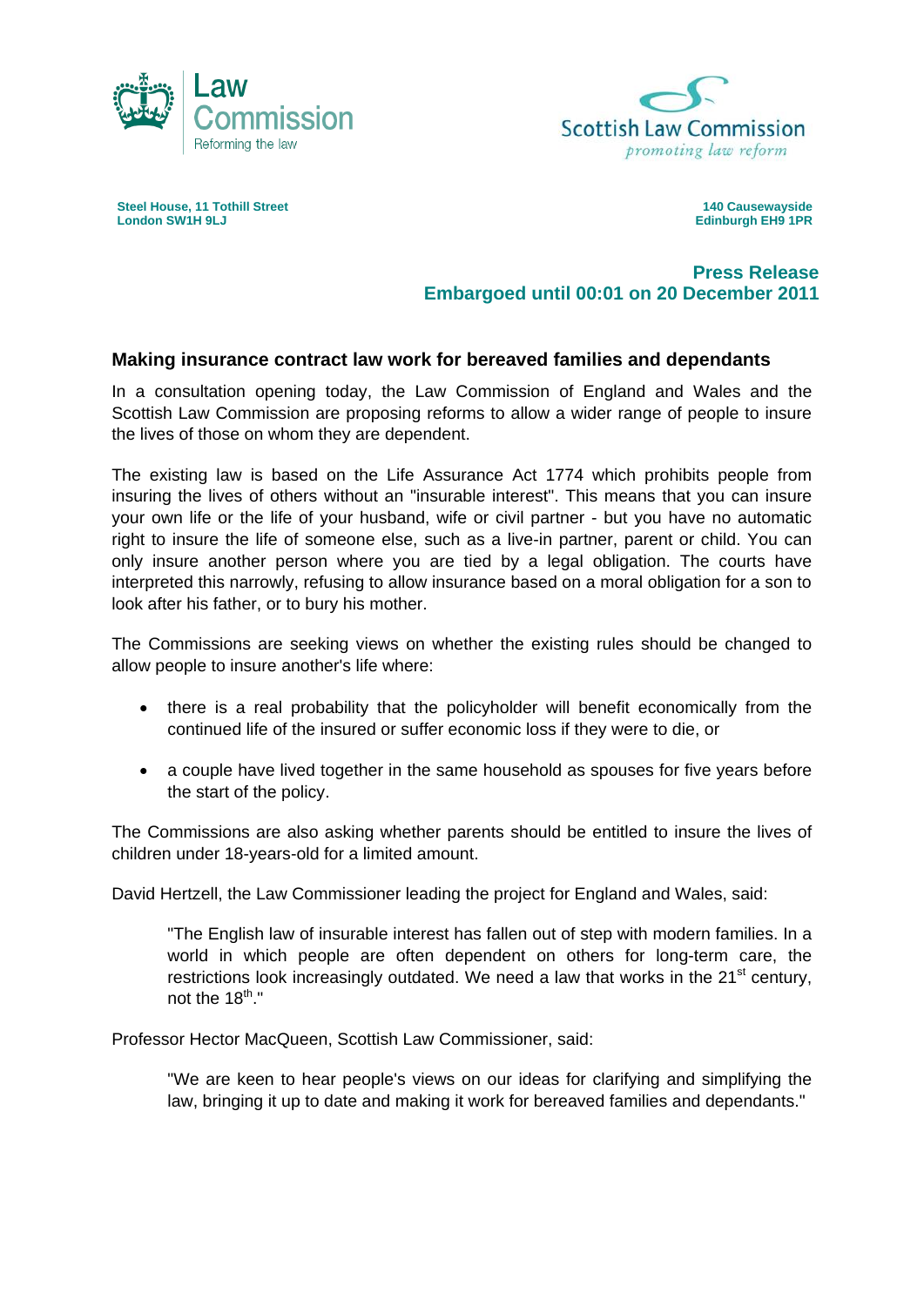Law Commission
Reforming the law

Scottish Law Commission
*promoting law reform*

**Steel House, 11 Tothill Street**
**London SW1H 9LJ**

**140 Causewayside**
**Edinburgh EH9 1PR**

**Press Release**
**Embargoed until 00:01 on 20 December 2011**

## Making insurance contract law work for bereaved families and dependants

In a consultation opening today, the Law Commission of England and Wales and the Scottish Law Commission are proposing reforms to allow a wider range of people to insure the lives of those on whom they are dependent.

The existing law is based on the Life Assurance Act 1774 which prohibits people from insuring the lives of others without an "insurable interest". This means that you can insure your own life or the life of your husband, wife or civil partner - but you have no automatic right to insure the life of someone else, such as a live-in partner, parent or child. You can only insure another person where you are tied by a legal obligation. The courts have interpreted this narrowly, refusing to allow insurance based on a moral obligation for a son to look after his father, or to bury his mother.

The Commissions are seeking views on whether the existing rules should be changed to allow people to insure another's life where:

- there is a real probability that the policyholder will benefit economically from the continued life of the insured or suffer economic loss if they were to die, or
- a couple have lived together in the same household as spouses for five years before the start of the policy.

The Commissions are also asking whether parents should be entitled to insure the lives of children under 18-years-old for a limited amount.

David Hertzell, the Law Commissioner leading the project for England and Wales, said:

> "The English law of insurable interest has fallen out of step with modern families. In a world in which people are often dependent on others for long-term care, the restrictions look increasingly outdated. We need a law that works in the 21st century, not the 18th."

Professor Hector MacQueen, Scottish Law Commissioner, said:

> "We are keen to hear people's views on our ideas for clarifying and simplifying the law, bringing it up to date and making it work for bereaved families and dependants."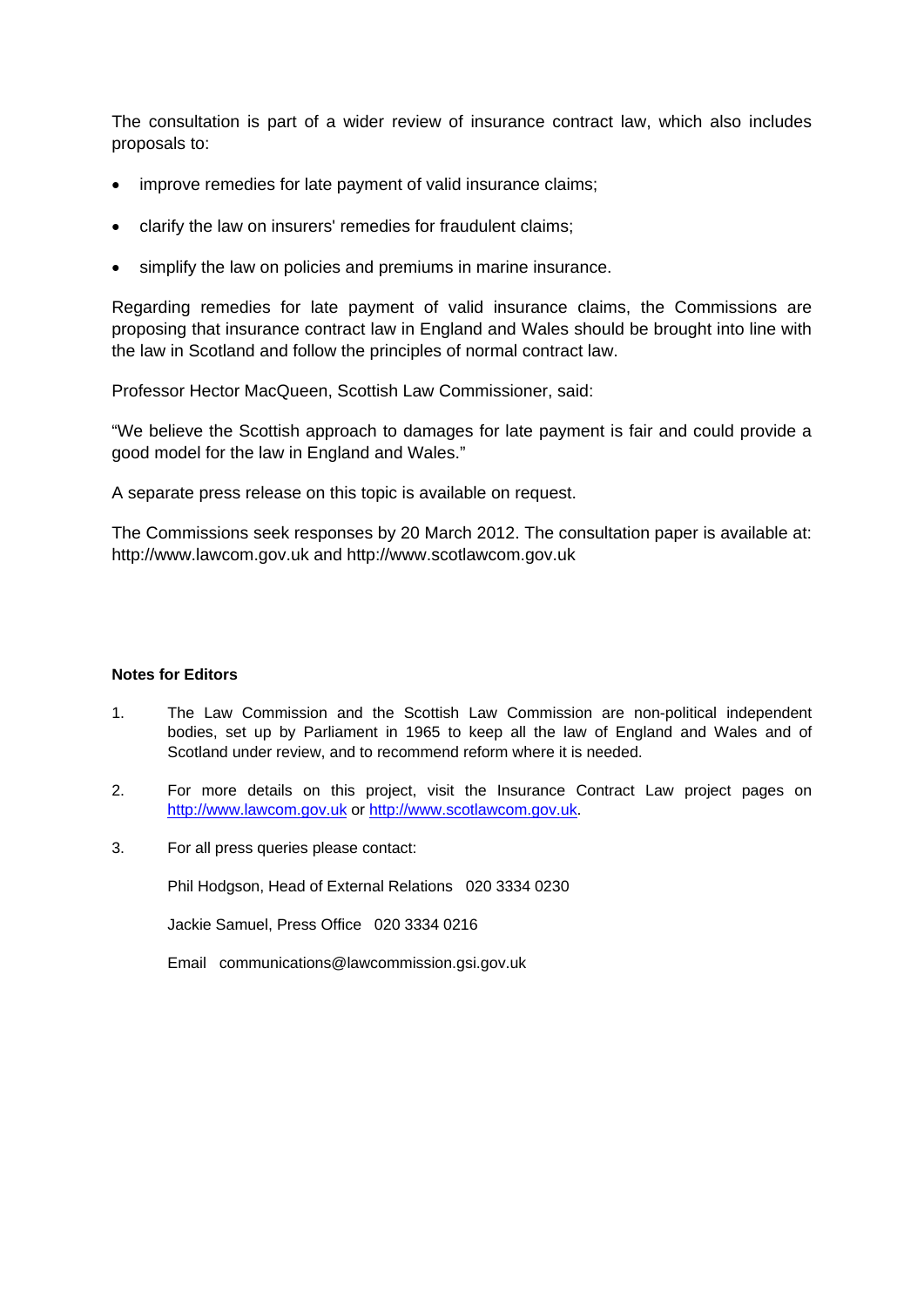The consultation is part of a wider review of insurance contract law, which also includes proposals to:

- improve remedies for late payment of valid insurance claims;
- clarify the law on insurers' remedies for fraudulent claims;
- simplify the law on policies and premiums in marine insurance.

Regarding remedies for late payment of valid insurance claims, the Commissions are proposing that insurance contract law in England and Wales should be brought into line with the law in Scotland and follow the principles of normal contract law.

Professor Hector MacQueen, Scottish Law Commissioner, said:

"We believe the Scottish approach to damages for late payment is fair and could provide a good model for the law in England and Wales."

A separate press release on this topic is available on request.

The Commissions seek responses by 20 March 2012. The consultation paper is available at: http://www.lawcom.gov.uk and http://www.scotlawcom.gov.uk

**Notes for Editors**

1. The Law Commission and the Scottish Law Commission are non-political independent bodies, set up by Parliament in 1965 to keep all the law of England and Wales and of Scotland under review, and to recommend reform where it is needed.

2. For more details on this project, visit the Insurance Contract Law project pages on http://www.lawcom.gov.uk or http://www.scotlawcom.gov.uk.

3. For all press queries please contact:

   Phil Hodgson, Head of External Relations 020 3334 0230

   Jackie Samuel, Press Office 020 3334 0216

   Email communications@lawcommission.gsi.gov.uk